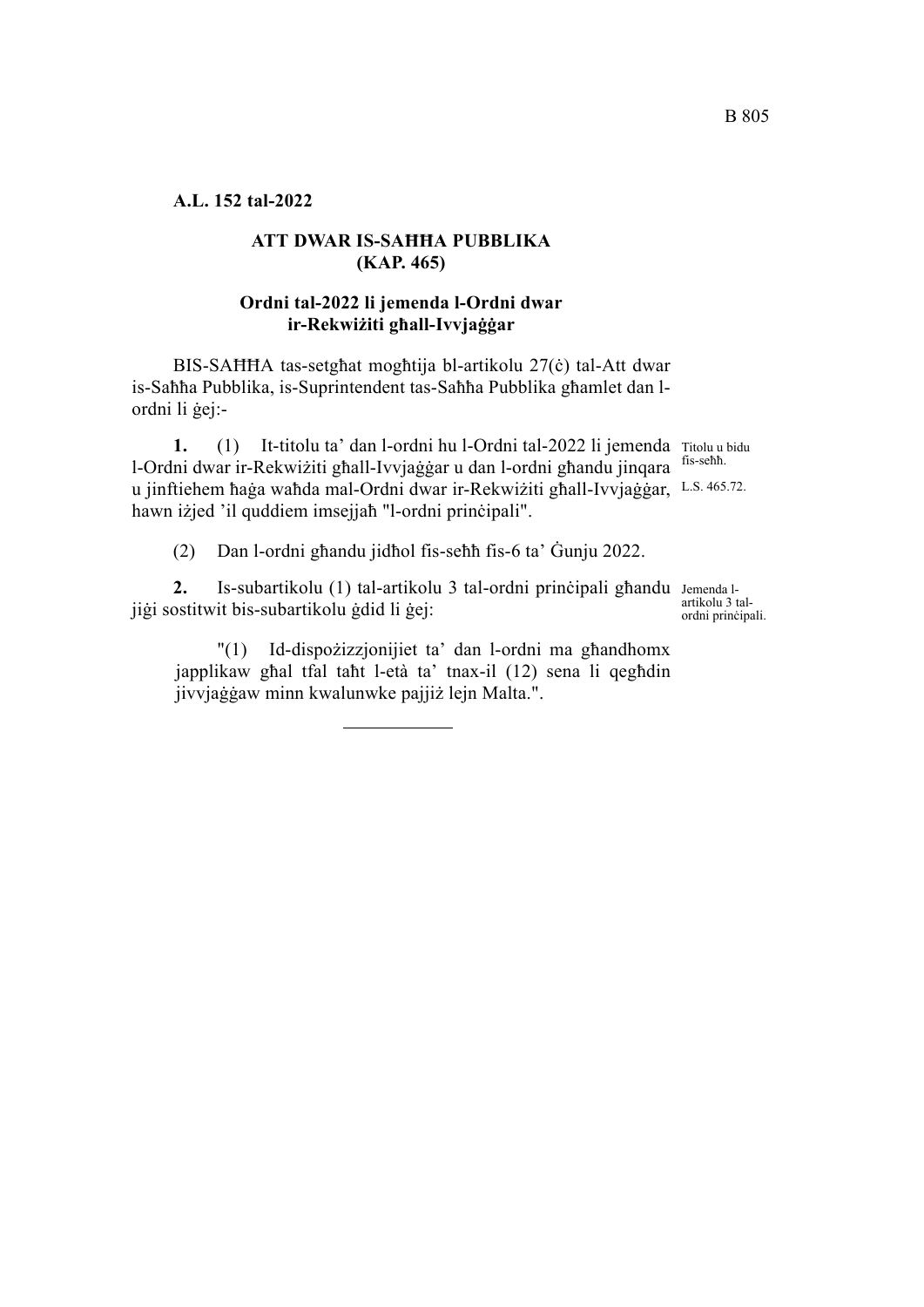**A.L. 152 tal-2022**

## ATT DWAR IS-SAĦĦA PUBBLIKA (KAP. 465)

### Ordni tal-2022 li jemenda l-Ordni dwar ir-Rekwiżiti għall-Ivvjaġġar

BIS-SAĦĦA tas-setgħat mogħtija bl-artikolu 27(ċ) tal-Att dwar is-Saħħa Pubblika, is-Suprintendent tas-Saħħa Pubblika għamlet dan l-ordni li ġej:-

*Titolu u bidu fis-seħħ.*

*L.S. 465.72.*

**1.** (1) It-titolu ta' dan l-ordni hu l-Ordni tal-2022 li jemenda l-Ordni dwar ir-Rekwiżiti għall-Ivvjaġġar u dan l-ordni għandu jinqara u jinftiehem ħaġa waħda mal-Ordni dwar ir-Rekwiżiti għall-Ivvjaġġar, hawn iżjed 'il quddiem imsejjaħ "l-ordni prinċipali".

(2) Dan l-ordni għandu jidħol fis-seħħ fis-6 ta' Ġunju 2022.

*Jemenda l-artikolu 3 tal-ordni prinċipali.*

**2.** Is-subartikolu (1) tal-artikolu 3 tal-ordni prinċipali għandu jiġi sostitwit bis-subartikolu ġdid li ġej:

> "(1) Id-dispożizzjonijiet ta' dan l-ordni ma għandhomx japplikaw għal tfal taħt l-età ta' tnax-il (12) sena li qegħdin jivvjaġġaw minn kwalunwke pajjiż lejn Malta.".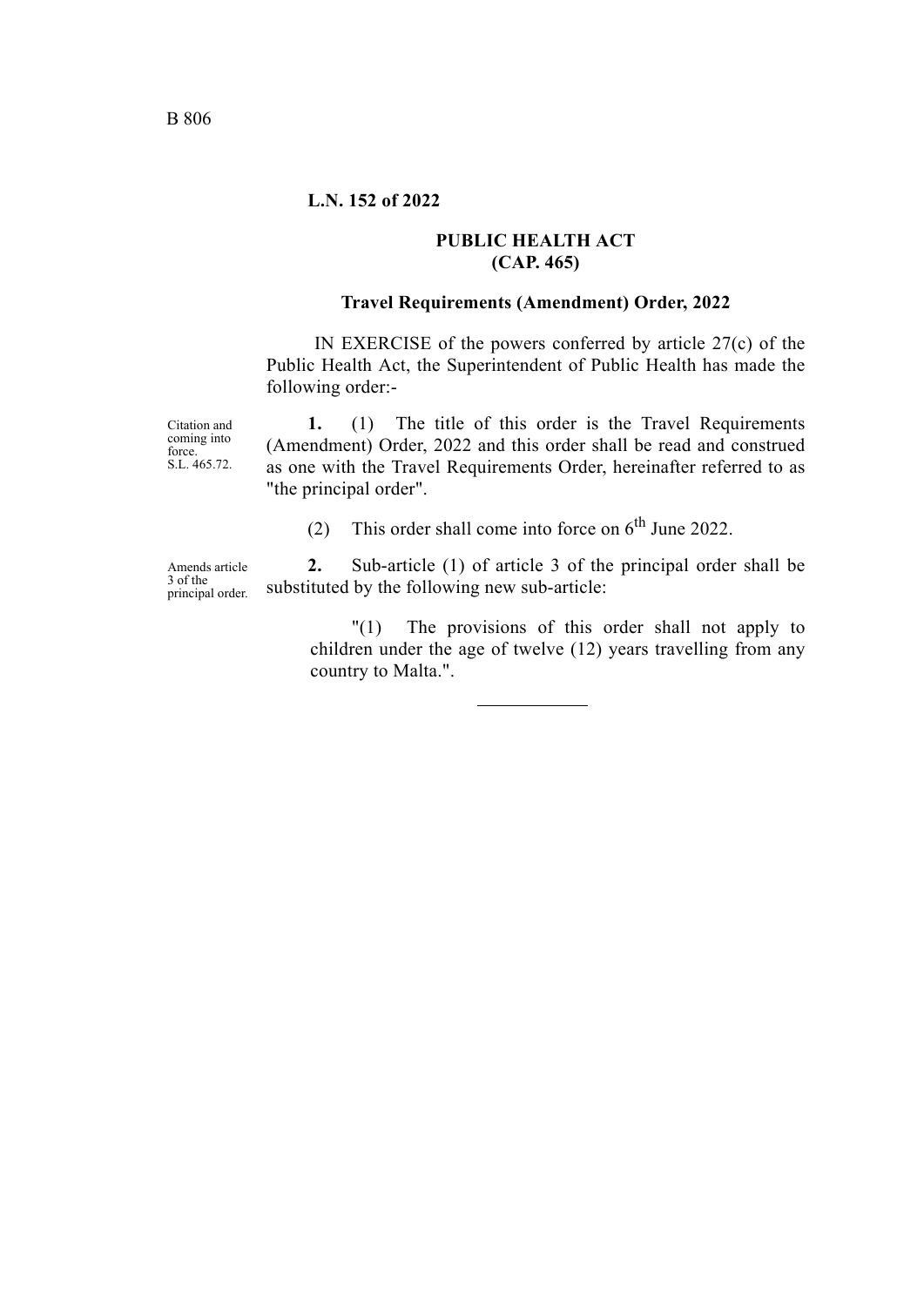**L.N. 152 of 2022**

**PUBLIC HEALTH ACT (CAP. 465)**

**Travel Requirements (Amendment) Order, 2022**

IN EXERCISE of the powers conferred by article 27(c) of the Public Health Act, the Superintendent of Public Health has made the following order:-

Citation and coming into force. S.L. 465.72.

**1.** (1) The title of this order is the Travel Requirements (Amendment) Order, 2022 and this order shall be read and construed as one with the Travel Requirements Order, hereinafter referred to as "the principal order".

(2) This order shall come into force on 6th June 2022.

Amends article 3 of the principal order.

**2.** Sub-article (1) of article 3 of the principal order shall be substituted by the following new sub-article:

> "(1) The provisions of this order shall not apply to children under the age of twelve (12) years travelling from any country to Malta.".